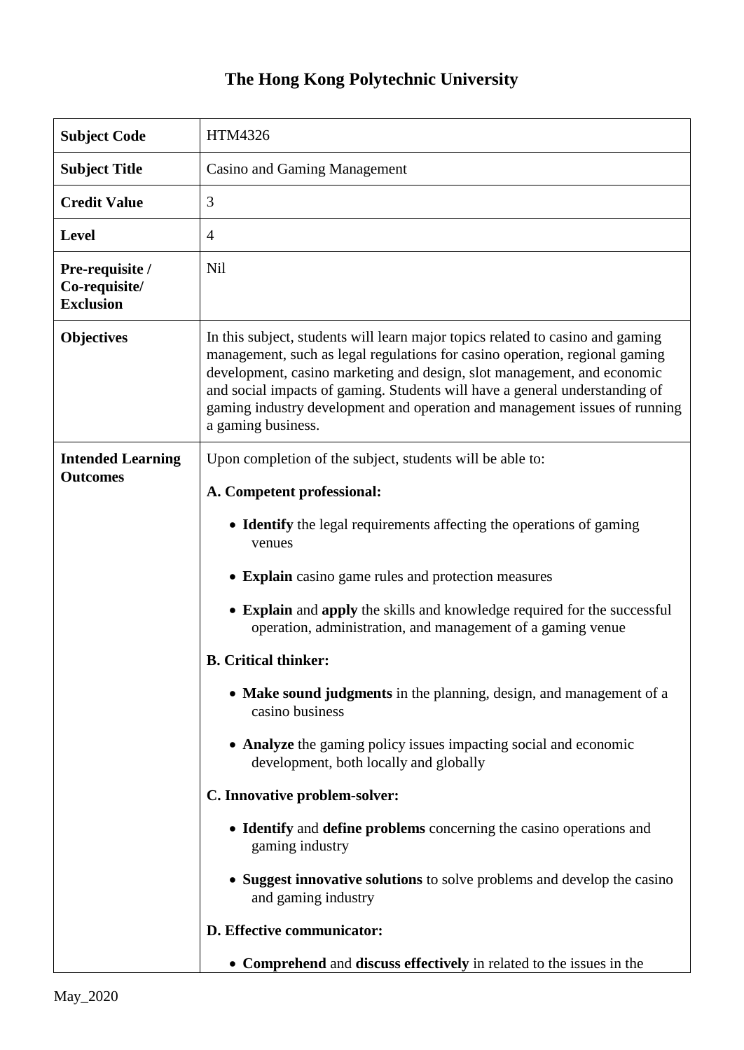# The Hong Kong Polytechnic University

| **Subject Code** | HTM4326 |
|---|---|
| **Subject Title** | Casino and Gaming Management |
| **Credit Value** | 3 |
| **Level** | 4 |
| **Pre-requisite / Co-requisite/ Exclusion** | Nil |
| **Objectives** | In this subject, students will learn major topics related to casino and gaming management, such as legal regulations for casino operation, regional gaming development, casino marketing and design, slot management, and economic and social impacts of gaming. Students will have a general understanding of gaming industry development and operation and management issues of running a gaming business. |
| **Intended Learning Outcomes** | Upon completion of the subject, students will be able to:<br><br>**A. Competent professional:**<br>• **Identify** the legal requirements affecting the operations of gaming venues<br>• **Explain** casino game rules and protection measures<br>• **Explain** and **apply** the skills and knowledge required for the successful operation, administration, and management of a gaming venue<br><br>**B. Critical thinker:**<br>• **Make sound judgments** in the planning, design, and management of a casino business<br>• **Analyze** the gaming policy issues impacting social and economic development, both locally and globally<br><br>**C. Innovative problem-solver:**<br>• **Identify** and **define problems** concerning the casino operations and gaming industry<br>• **Suggest innovative solutions** to solve problems and develop the casino and gaming industry<br><br>**D. Effective communicator:**<br>• **Comprehend** and **discuss effectively** in related to the issues in the |

May_2020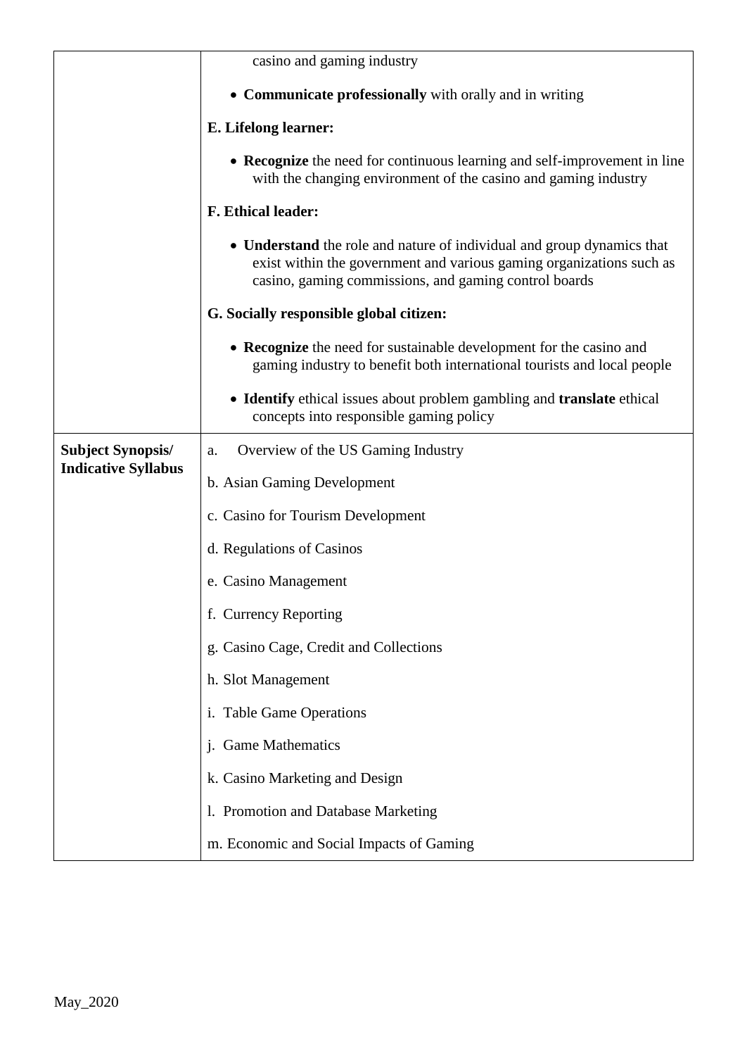| | |
|---|---|
| | casino and gaming industry<br><br>• **Communicate professionally** with orally and in writing<br><br>**E. Lifelong learner:**<br><br>• **Recognize** the need for continuous learning and self-improvement in line with the changing environment of the casino and gaming industry<br><br>**F. Ethical leader:**<br><br>• **Understand** the role and nature of individual and group dynamics that exist within the government and various gaming organizations such as casino, gaming commissions, and gaming control boards<br><br>**G. Socially responsible global citizen:**<br><br>• **Recognize** the need for sustainable development for the casino and gaming industry to benefit both international tourists and local people<br><br>• **Identify** ethical issues about problem gambling and **translate** ethical concepts into responsible gaming policy |
| **Subject Synopsis/ Indicative Syllabus** | a. Overview of the US Gaming Industry<br><br>b. Asian Gaming Development<br><br>c. Casino for Tourism Development<br><br>d. Regulations of Casinos<br><br>e. Casino Management<br><br>f. Currency Reporting<br><br>g. Casino Cage, Credit and Collections<br><br>h. Slot Management<br><br>i. Table Game Operations<br><br>j. Game Mathematics<br><br>k. Casino Marketing and Design<br><br>l. Promotion and Database Marketing<br><br>m. Economic and Social Impacts of Gaming |

May_2020